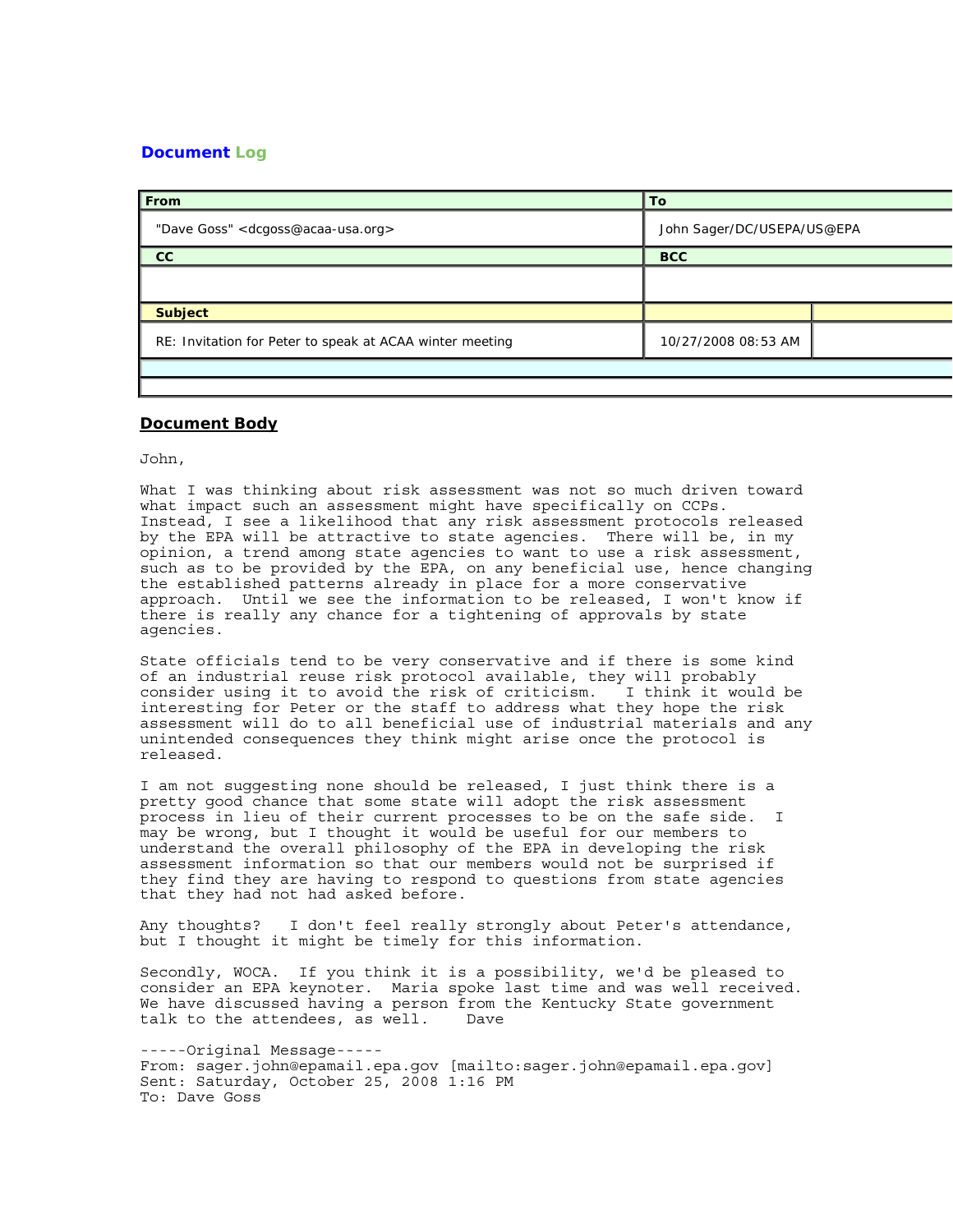## Document Log

| From | To |
|---|---|
| "Dave Goss" <dcgoss@acaa-usa.org> | John Sager/DC/USEPA/US@EPA |
| **CC** | **BCC** |
| | |
| **Subject** | |
| RE: Invitation for Peter to speak at ACAA winter meeting | 10/27/2008 08:53 AM |

## Document Body

John,

What I was thinking about risk assessment was not so much driven toward what impact such an assessment might have specifically on CCPs. Instead, I see a likelihood that any risk assessment protocols released by the EPA will be attractive to state agencies. There will be, in my opinion, a trend among state agencies to want to use a risk assessment, such as to be provided by the EPA, on any beneficial use, hence changing the established patterns already in place for a more conservative approach. Until we see the information to be released, I won't know if there is really any chance for a tightening of approvals by state agencies.

State officials tend to be very conservative and if there is some kind of an industrial reuse risk protocol available, they will probably consider using it to avoid the risk of criticism. I think it would be interesting for Peter or the staff to address what they hope the risk assessment will do to all beneficial use of industrial materials and any unintended consequences they think might arise once the protocol is released.

I am not suggesting none should be released, I just think there is a pretty good chance that some state will adopt the risk assessment process in lieu of their current processes to be on the safe side. I may be wrong, but I thought it would be useful for our members to understand the overall philosophy of the EPA in developing the risk assessment information so that our members would not be surprised if they find they are having to respond to questions from state agencies that they had not had asked before.

Any thoughts? I don't feel really strongly about Peter's attendance, but I thought it might be timely for this information.

Secondly, WOCA. If you think it is a possibility, we'd be pleased to consider an EPA keynoter. Maria spoke last time and was well received. We have discussed having a person from the Kentucky State government talk to the attendees, as well. Dave

-----Original Message-----
From: sager.john@epamail.epa.gov [mailto:sager.john@epamail.epa.gov]
Sent: Saturday, October 25, 2008 1:16 PM
To: Dave Goss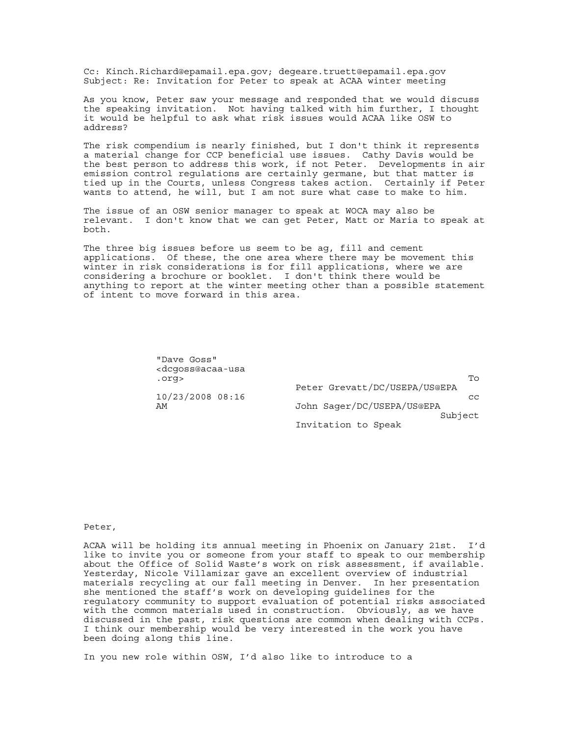Cc: Kinch.Richard@epamail.epa.gov; degeare.truett@epamail.epa.gov
Subject: Re: Invitation for Peter to speak at ACAA winter meeting

As you know, Peter saw your message and responded that we would discuss the speaking invitation. Not having talked with him further, I thought it would be helpful to ask what risk issues would ACAA like OSW to address?

The risk compendium is nearly finished, but I don't think it represents a material change for CCP beneficial use issues. Cathy Davis would be the best person to address this work, if not Peter. Developments in air emission control regulations are certainly germane, but that matter is tied up in the Courts, unless Congress takes action. Certainly if Peter wants to attend, he will, but I am not sure what case to make to him.

The issue of an OSW senior manager to speak at WOCA may also be relevant. I don't know that we can get Peter, Matt or Maria to speak at both.

The three big issues before us seem to be ag, fill and cement applications. Of these, the one area where there may be movement this winter in risk considerations is for fill applications, where we are considering a brochure or booklet. I don't think there would be anything to report at the winter meeting other than a possible statement of intent to move forward in this area.

| | |
|---|---|
| "Dave Goss" <dcgoss@acaa-usa.org> | To: Peter Grevatt/DC/USEPA/US@EPA |
| 10/23/2008 08:16 AM | cc: John Sager/DC/USEPA/US@EPA |
| | Subject: Invitation to Speak |

Peter,

ACAA will be holding its annual meeting in Phoenix on January 21st. I'd like to invite you or someone from your staff to speak to our membership about the Office of Solid Waste's work on risk assessment, if available. Yesterday, Nicole Villamizar gave an excellent overview of industrial materials recycling at our fall meeting in Denver. In her presentation she mentioned the staff's work on developing guidelines for the regulatory community to support evaluation of potential risks associated with the common materials used in construction. Obviously, as we have discussed in the past, risk questions are common when dealing with CCPs. I think our membership would be very interested in the work you have been doing along this line.

In you new role within OSW, I'd also like to introduce to a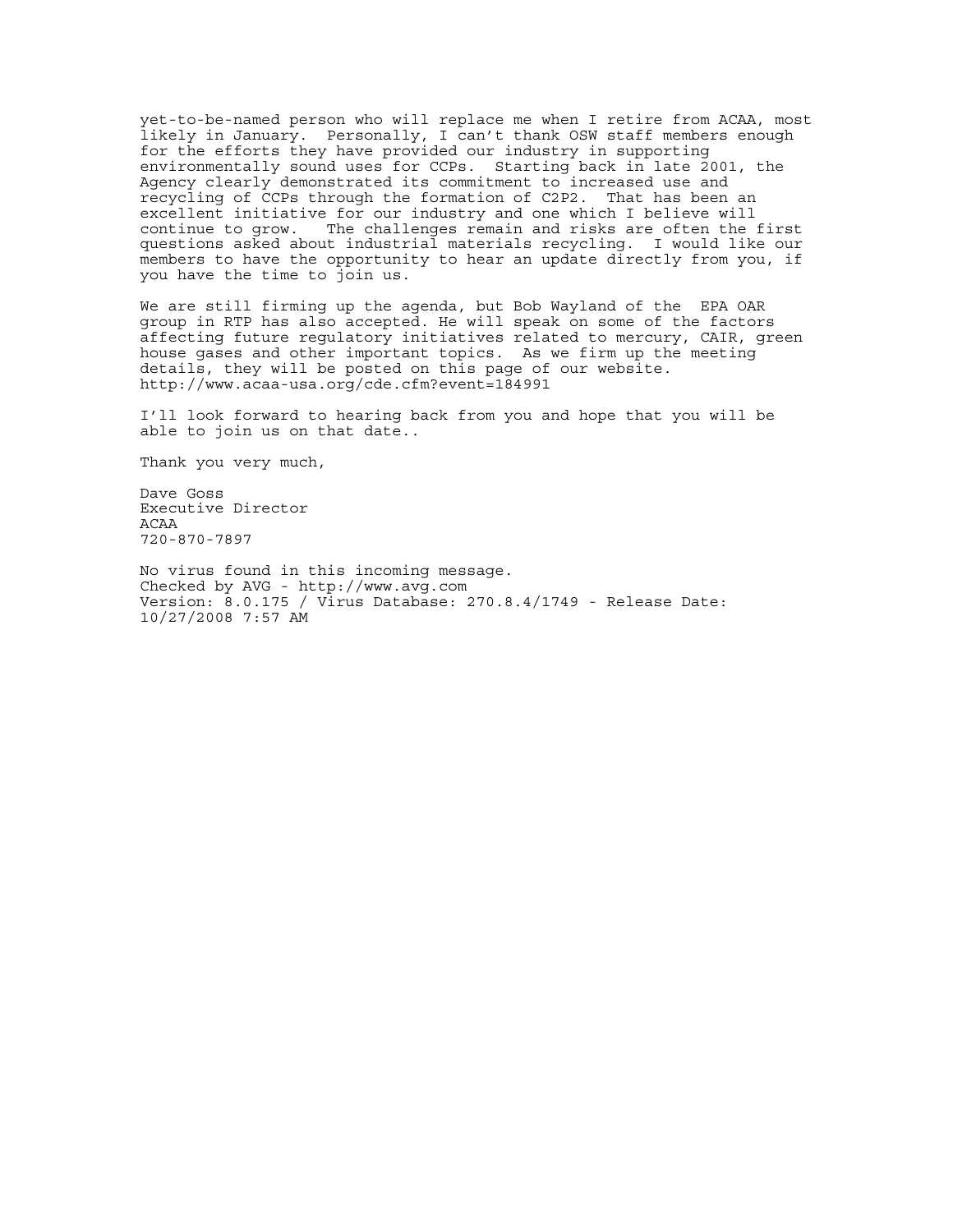yet-to-be-named person who will replace me when I retire from ACAA, most likely in January. Personally, I can't thank OSW staff members enough for the efforts they have provided our industry in supporting environmentally sound uses for CCPs. Starting back in late 2001, the Agency clearly demonstrated its commitment to increased use and recycling of CCPs through the formation of C2P2. That has been an excellent initiative for our industry and one which I believe will continue to grow. The challenges remain and risks are often the first questions asked about industrial materials recycling. I would like our members to have the opportunity to hear an update directly from you, if you have the time to join us.

We are still firming up the agenda, but Bob Wayland of the EPA OAR group in RTP has also accepted. He will speak on some of the factors affecting future regulatory initiatives related to mercury, CAIR, green house gases and other important topics. As we firm up the meeting details, they will be posted on this page of our website.
http://www.acaa-usa.org/cde.cfm?event=184991

I'll look forward to hearing back from you and hope that you will be able to join us on that date..

Thank you very much,

Dave Goss
Executive Director
ACAA
720-870-7897

No virus found in this incoming message.
Checked by AVG - http://www.avg.com
Version: 8.0.175 / Virus Database: 270.8.4/1749 - Release Date: 10/27/2008 7:57 AM